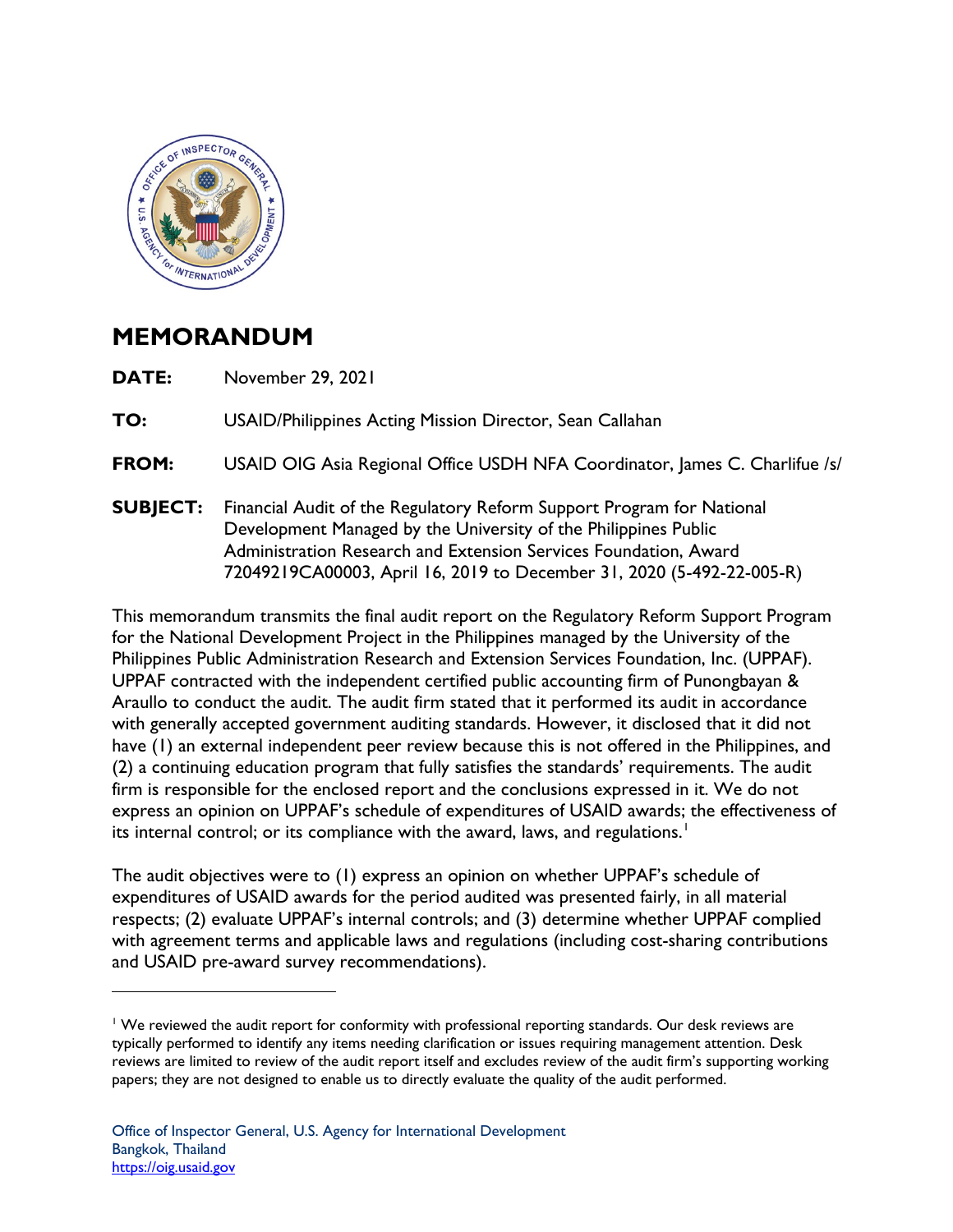# MEMORANDUM

**DATE:** November 29, 2021

**TO:** USAID/Philippines Acting Mission Director, Sean Callahan

**FROM:** USAID OIG Asia Regional Office USDH NFA Coordinator, James C. Charlifue /s/

**SUBJECT:** Financial Audit of the Regulatory Reform Support Program for National Development Managed by the University of the Philippines Public Administration Research and Extension Services Foundation, Award 72049219CA00003, April 16, 2019 to December 31, 2020 (5-492-22-005-R)

This memorandum transmits the final audit report on the Regulatory Reform Support Program for the National Development Project in the Philippines managed by the University of the Philippines Public Administration Research and Extension Services Foundation, Inc. (UPPAF). UPPAF contracted with the independent certified public accounting firm of Punongbayan & Araullo to conduct the audit. The audit firm stated that it performed its audit in accordance with generally accepted government auditing standards. However, it disclosed that it did not have (1) an external independent peer review because this is not offered in the Philippines, and (2) a continuing education program that fully satisfies the standards' requirements. The audit firm is responsible for the enclosed report and the conclusions expressed in it. We do not express an opinion on UPPAF's schedule of expenditures of USAID awards; the effectiveness of its internal control; or its compliance with the award, laws, and regulations.[1]

The audit objectives were to (1) express an opinion on whether UPPAF's schedule of expenditures of USAID awards for the period audited was presented fairly, in all material respects; (2) evaluate UPPAF's internal controls; and (3) determine whether UPPAF complied with agreement terms and applicable laws and regulations (including cost-sharing contributions and USAID pre-award survey recommendations).

---

[1] We reviewed the audit report for conformity with professional reporting standards. Our desk reviews are typically performed to identify any items needing clarification or issues requiring management attention. Desk reviews are limited to review of the audit report itself and excludes review of the audit firm's supporting working papers; they are not designed to enable us to directly evaluate the quality of the audit performed.

Office of Inspector General, U.S. Agency for International Development
Bangkok, Thailand
https://oig.usaid.gov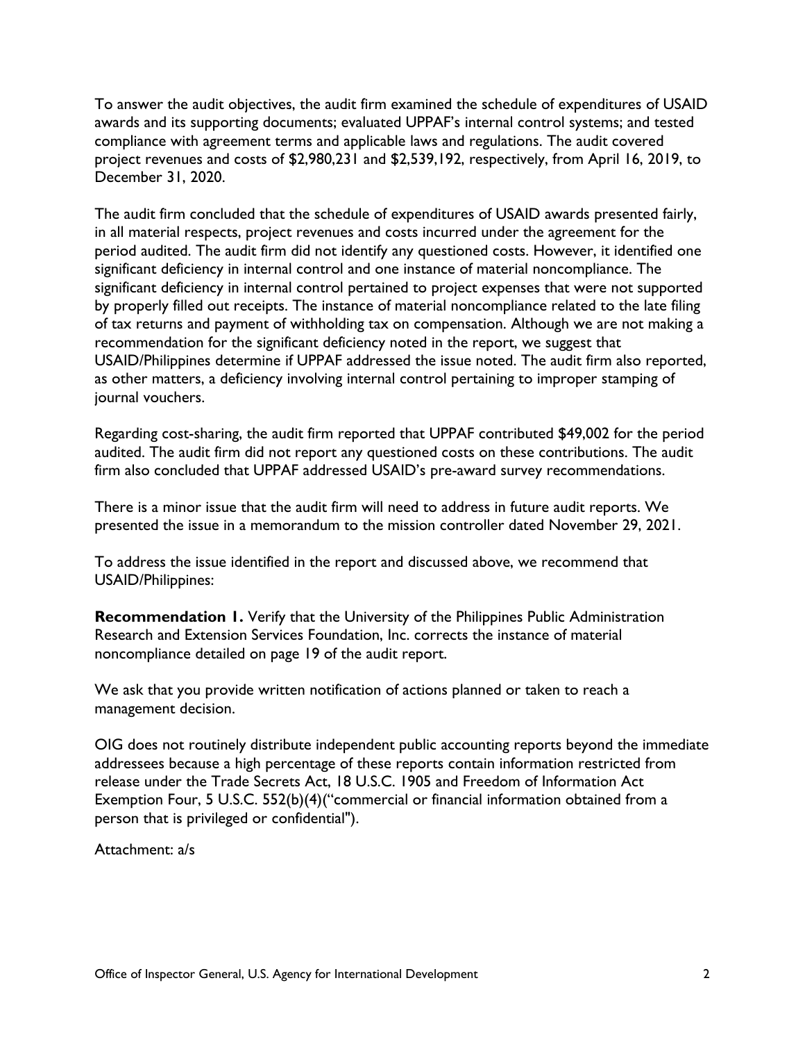To answer the audit objectives, the audit firm examined the schedule of expenditures of USAID awards and its supporting documents; evaluated UPPAF's internal control systems; and tested compliance with agreement terms and applicable laws and regulations. The audit covered project revenues and costs of $2,980,231 and $2,539,192, respectively, from April 16, 2019, to December 31, 2020.

The audit firm concluded that the schedule of expenditures of USAID awards presented fairly, in all material respects, project revenues and costs incurred under the agreement for the period audited. The audit firm did not identify any questioned costs. However, it identified one significant deficiency in internal control and one instance of material noncompliance. The significant deficiency in internal control pertained to project expenses that were not supported by properly filled out receipts. The instance of material noncompliance related to the late filing of tax returns and payment of withholding tax on compensation. Although we are not making a recommendation for the significant deficiency noted in the report, we suggest that USAID/Philippines determine if UPPAF addressed the issue noted. The audit firm also reported, as other matters, a deficiency involving internal control pertaining to improper stamping of journal vouchers.

Regarding cost-sharing, the audit firm reported that UPPAF contributed $49,002 for the period audited. The audit firm did not report any questioned costs on these contributions. The audit firm also concluded that UPPAF addressed USAID's pre-award survey recommendations.

There is a minor issue that the audit firm will need to address in future audit reports. We presented the issue in a memorandum to the mission controller dated November 29, 2021.

To address the issue identified in the report and discussed above, we recommend that USAID/Philippines:

**Recommendation 1.** Verify that the University of the Philippines Public Administration Research and Extension Services Foundation, Inc. corrects the instance of material noncompliance detailed on page 19 of the audit report.

We ask that you provide written notification of actions planned or taken to reach a management decision.

OIG does not routinely distribute independent public accounting reports beyond the immediate addressees because a high percentage of these reports contain information restricted from release under the Trade Secrets Act, 18 U.S.C. 1905 and Freedom of Information Act Exemption Four, 5 U.S.C. 552(b)(4)("commercial or financial information obtained from a person that is privileged or confidential").

Attachment: a/s